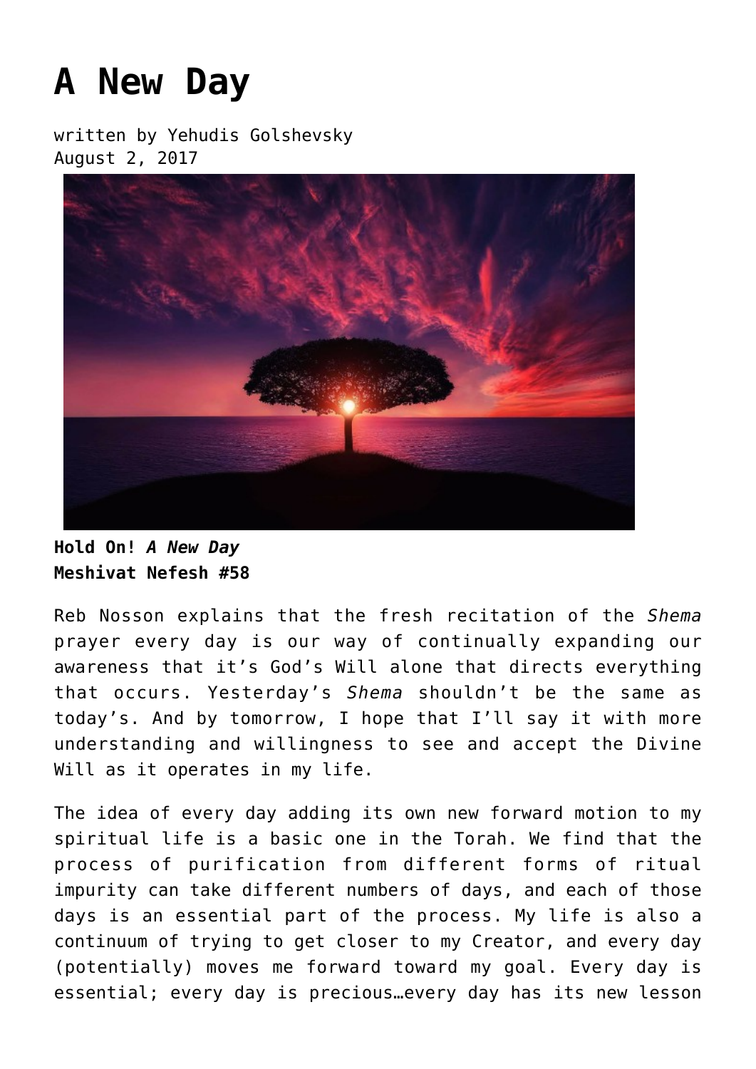# A New Day

written by Yehudis Golshevsky
August 2, 2017

**Hold On!** ***A New Day***
**Meshivat Nefesh #58**

Reb Nosson explains that the fresh recitation of the *Shema* prayer every day is our way of continually expanding our awareness that it's God's Will alone that directs everything that occurs. Yesterday's *Shema* shouldn't be the same as today's. And by tomorrow, I hope that I'll say it with more understanding and willingness to see and accept the Divine Will as it operates in my life.

The idea of every day adding its own new forward motion to my spiritual life is a basic one in the Torah. We find that the process of purification from different forms of ritual impurity can take different numbers of days, and each of those days is an essential part of the process. My life is also a continuum of trying to get closer to my Creator, and every day (potentially) moves me forward toward my goal. Every day is essential; every day is precious…every day has its new lesson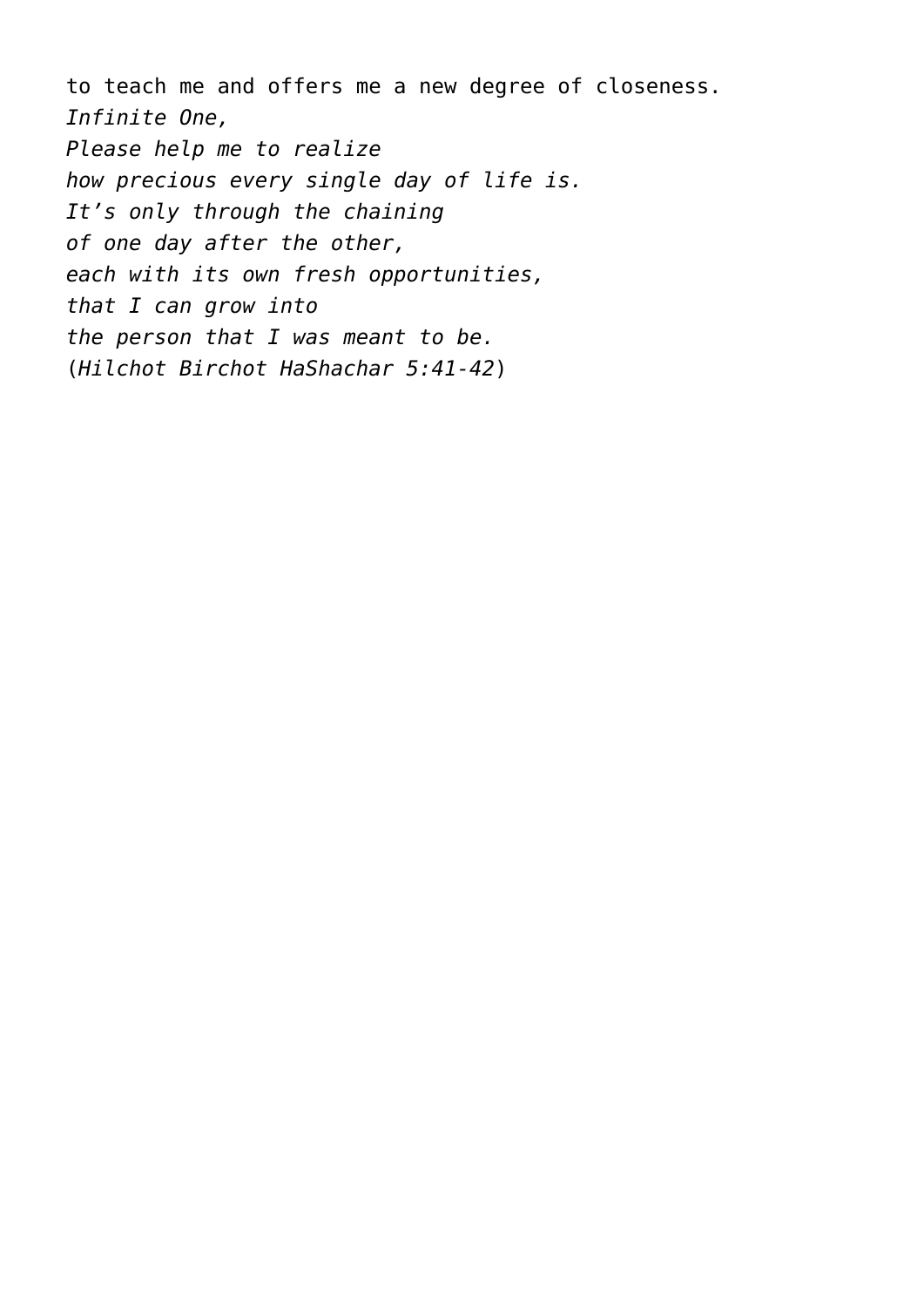to teach me and offers me a new degree of closeness.

*Infinite One,*
*Please help me to realize*
*how precious every single day of life is.*
*It's only through the chaining*
*of one day after the other,*
*each with its own fresh opportunities,*
*that I can grow into*
*the person that I was meant to be.*
(*Hilchot Birchot HaShachar 5:41-42*)